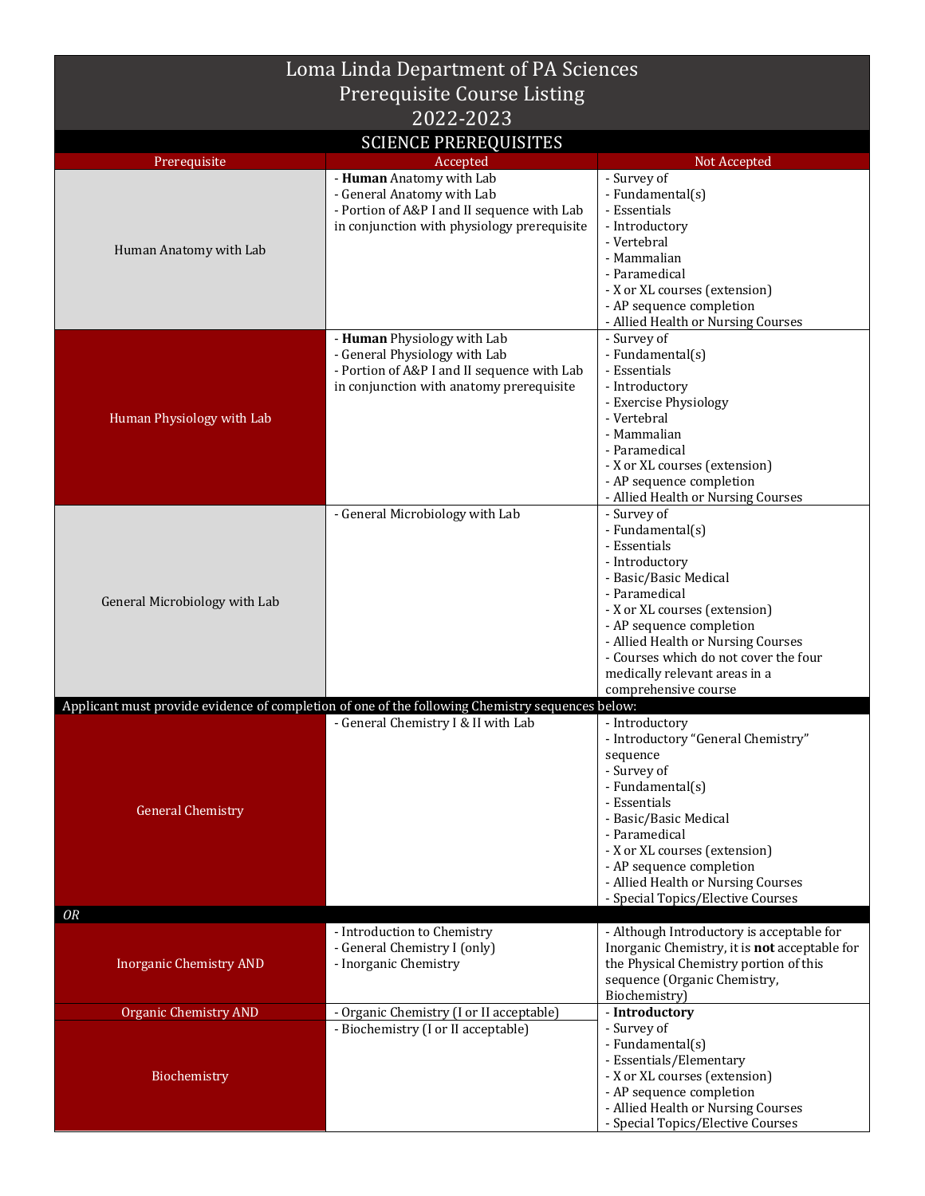# Loma Linda Department of PA Sciences
## Prerequisite Course Listing
## 2022-2023

### SCIENCE PREREQUISITES

| Prerequisite | Accepted | Not Accepted |
|---|---|---|
| Human Anatomy with Lab | - **Human** Anatomy with Lab<br>- General Anatomy with Lab<br>- Portion of A&P I and II sequence with Lab in conjunction with physiology prerequisite | - Survey of<br>- Fundamental(s)<br>- Essentials<br>- Introductory<br>- Vertebral<br>- Mammalian<br>- Paramedical<br>- X or XL courses (extension)<br>- AP sequence completion<br>- Allied Health or Nursing Courses |
| Human Physiology with Lab | - **Human** Physiology with Lab<br>- General Physiology with Lab<br>- Portion of A&P I and II sequence with Lab in conjunction with anatomy prerequisite | - Survey of<br>- Fundamental(s)<br>- Essentials<br>- Introductory<br>- Exercise Physiology<br>- Vertebral<br>- Mammalian<br>- Paramedical<br>- X or XL courses (extension)<br>- AP sequence completion<br>- Allied Health or Nursing Courses |
| General Microbiology with Lab | - General Microbiology with Lab | - Survey of<br>- Fundamental(s)<br>- Essentials<br>- Introductory<br>- Basic/Basic Medical<br>- Paramedical<br>- X or XL courses (extension)<br>- AP sequence completion<br>- Allied Health or Nursing Courses<br>- Courses which do not cover the four medically relevant areas in a comprehensive course |
| Applicant must provide evidence of completion of one of the following Chemistry sequences below: | | |
| General Chemistry | - General Chemistry I & II with Lab | - Introductory<br>- Introductory "General Chemistry" sequence<br>- Survey of<br>- Fundamental(s)<br>- Essentials<br>- Basic/Basic Medical<br>- Paramedical<br>- X or XL courses (extension)<br>- AP sequence completion<br>- Allied Health or Nursing Courses<br>- Special Topics/Elective Courses |
| *OR* | | |
| Inorganic Chemistry AND | - Introduction to Chemistry<br>- General Chemistry I (only)<br>- Inorganic Chemistry | - Although Introductory is acceptable for Inorganic Chemistry, it is **not** acceptable for the Physical Chemistry portion of this sequence (Organic Chemistry, Biochemistry) |
| Organic Chemistry AND | - Organic Chemistry (I or II acceptable) | - **Introductory**<br>- Survey of<br>- Fundamental(s)<br>- Essentials/Elementary<br>- X or XL courses (extension)<br>- AP sequence completion<br>- Allied Health or Nursing Courses<br>- Special Topics/Elective Courses |
| Biochemistry | - Biochemistry (I or II acceptable) | |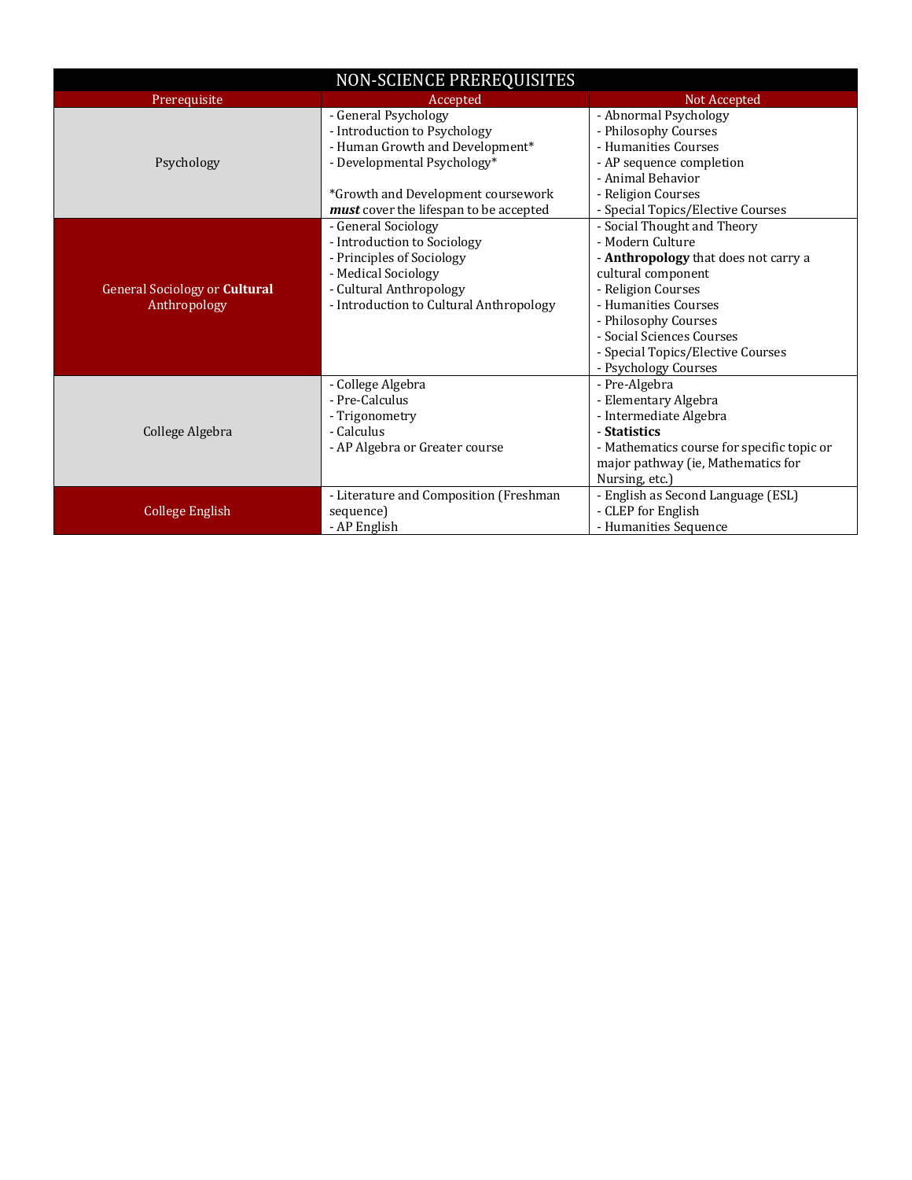| NON-SCIENCE PREREQUISITES | | |
|---|---|---|
| Prerequisite | Accepted | Not Accepted |
| Psychology | - General Psychology<br>- Introduction to Psychology<br>- Human Growth and Development*<br>- Developmental Psychology*<br><br>*Growth and Development coursework ***must*** cover the lifespan to be accepted | - Abnormal Psychology<br>- Philosophy Courses<br>- Humanities Courses<br>- AP sequence completion<br>- Animal Behavior<br>- Religion Courses<br>- Special Topics/Elective Courses |
| General Sociology or **Cultural** Anthropology | - General Sociology<br>- Introduction to Sociology<br>- Principles of Sociology<br>- Medical Sociology<br>- Cultural Anthropology<br>- Introduction to Cultural Anthropology | - Social Thought and Theory<br>- Modern Culture<br>- **Anthropology** that does not carry a cultural component<br>- Religion Courses<br>- Humanities Courses<br>- Philosophy Courses<br>- Social Sciences Courses<br>- Special Topics/Elective Courses<br>- Psychology Courses |
| College Algebra | - College Algebra<br>- Pre-Calculus<br>- Trigonometry<br>- Calculus<br>- AP Algebra or Greater course | - Pre-Algebra<br>- Elementary Algebra<br>- Intermediate Algebra<br>- **Statistics**<br>- Mathematics course for specific topic or major pathway (ie, Mathematics for Nursing, etc.) |
| College English | - Literature and Composition (Freshman sequence)<br>- AP English | - English as Second Language (ESL)<br>- CLEP for English<br>- Humanities Sequence |